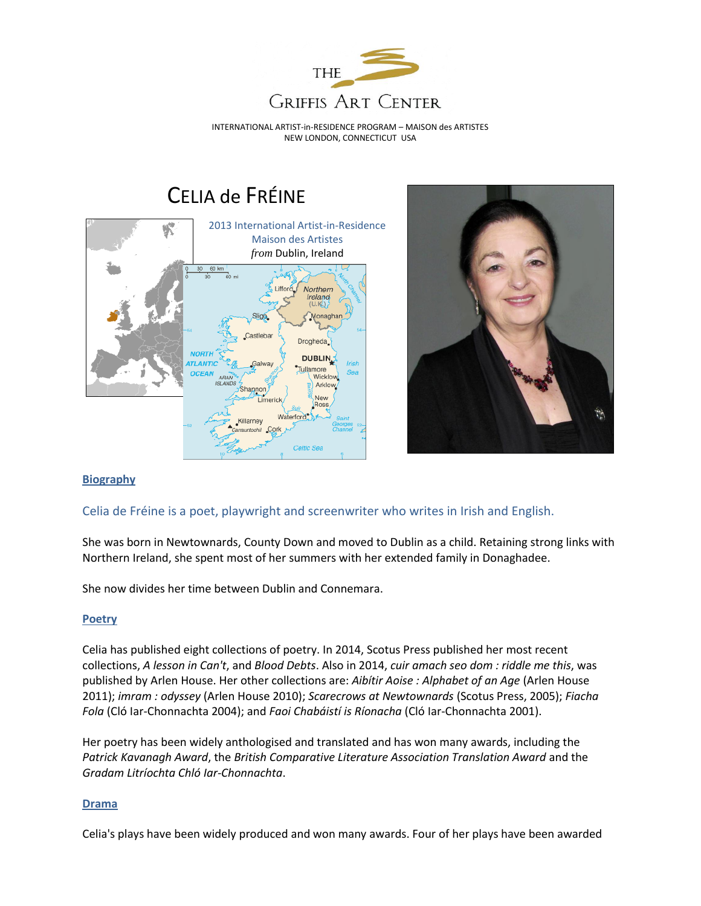THE

GRIFFIS ART CENTER

INTERNATIONAL ARTIST-in-RESIDENCE PROGRAM – MAISON des ARTISTES
NEW LONDON, CONNECTICUT USA

# CELIA de FRÉINE

2013 International Artist-in-Residence
Maison des Artistes
*from* Dublin, Ireland

## Biography

Celia de Fréine is a poet, playwright and screenwriter who writes in Irish and English.

She was born in Newtownards, County Down and moved to Dublin as a child. Retaining strong links with Northern Ireland, she spent most of her summers with her extended family in Donaghadee.

She now divides her time between Dublin and Connemara.

## Poetry

Celia has published eight collections of poetry. In 2014, Scotus Press published her most recent collections, *A lesson in Can't*, and *Blood Debts*. Also in 2014, *cuir amach seo dom : riddle me this*, was published by Arlen House. Her other collections are: *Aibítir Aoise : Alphabet of an Age* (Arlen House 2011); *imram : odyssey* (Arlen House 2010); *Scarecrows at Newtownards* (Scotus Press, 2005); *Fiacha Fola* (Cló Iar-Chonnachta 2004); and *Faoi Chabáistí is Ríonacha* (Cló Iar-Chonnachta 2001).

Her poetry has been widely anthologised and translated and has won many awards, including the *Patrick Kavanagh Award*, the *British Comparative Literature Association Translation Award* and the *Gradam Litríochta Chló Iar-Chonnachta*.

## Drama

Celia's plays have been widely produced and won many awards. Four of her plays have been awarded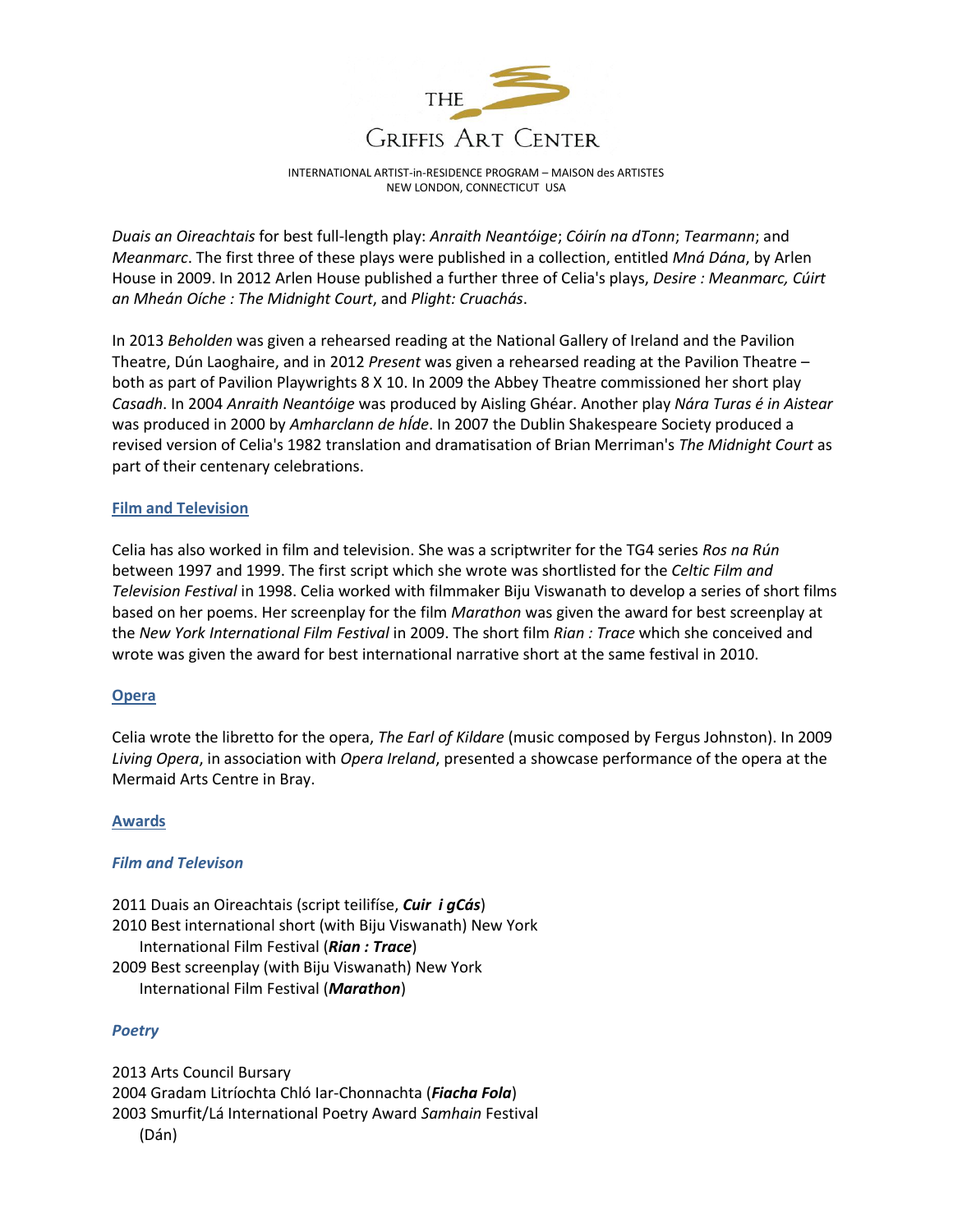*Duais an Oireachtais* for best full-length play: *Anraith Neantóige*; *Cóirín na dTonn*; *Tearmann*; and *Meanmarc*. The first three of these plays were published in a collection, entitled *Mná Dána*, by Arlen House in 2009. In 2012 Arlen House published a further three of Celia's plays, *Desire : Meanmarc, Cúirt an Mheán Oíche : The Midnight Court*, and *Plight: Cruachás*.

In 2013 *Beholden* was given a rehearsed reading at the National Gallery of Ireland and the Pavilion Theatre, Dún Laoghaire, and in 2012 *Present* was given a rehearsed reading at the Pavilion Theatre – both as part of Pavilion Playwrights 8 X 10. In 2009 the Abbey Theatre commissioned her short play *Casadh*. In 2004 *Anraith Neantóige* was produced by Aisling Ghéar. Another play *Nára Turas é in Aistear* was produced in 2000 by *Amharclann de hÍde*. In 2007 the Dublin Shakespeare Society produced a revised version of Celia's 1982 translation and dramatisation of Brian Merriman's *The Midnight Court* as part of their centenary celebrations.

## Film and Television

Celia has also worked in film and television. She was a scriptwriter for the TG4 series *Ros na Rún* between 1997 and 1999. The first script which she wrote was shortlisted for the *Celtic Film and Television Festival* in 1998. Celia worked with filmmaker Biju Viswanath to develop a series of short films based on her poems. Her screenplay for the film *Marathon* was given the award for best screenplay at the *New York International Film Festival* in 2009. The short film *Rian : Trace* which she conceived and wrote was given the award for best international narrative short at the same festival in 2010.

## Opera

Celia wrote the libretto for the opera, *The Earl of Kildare* (music composed by Fergus Johnston). In 2009 *Living Opera*, in association with *Opera Ireland*, presented a showcase performance of the opera at the Mermaid Arts Centre in Bray.

## Awards

### *Film and Televison*

2011 Duais an Oireachtais (script teilifíse, ***Cuir i gCás***)
2010 Best international short (with Biju Viswanath) New York International Film Festival (***Rian : Trace***)
2009 Best screenplay (with Biju Viswanath) New York International Film Festival (***Marathon***)

### *Poetry*

2013 Arts Council Bursary
2004 Gradam Litríochta Chló Iar-Chonnachta (***Fiacha Fola***)
2003 Smurfit/Lá International Poetry Award *Samhain* Festival (Dán)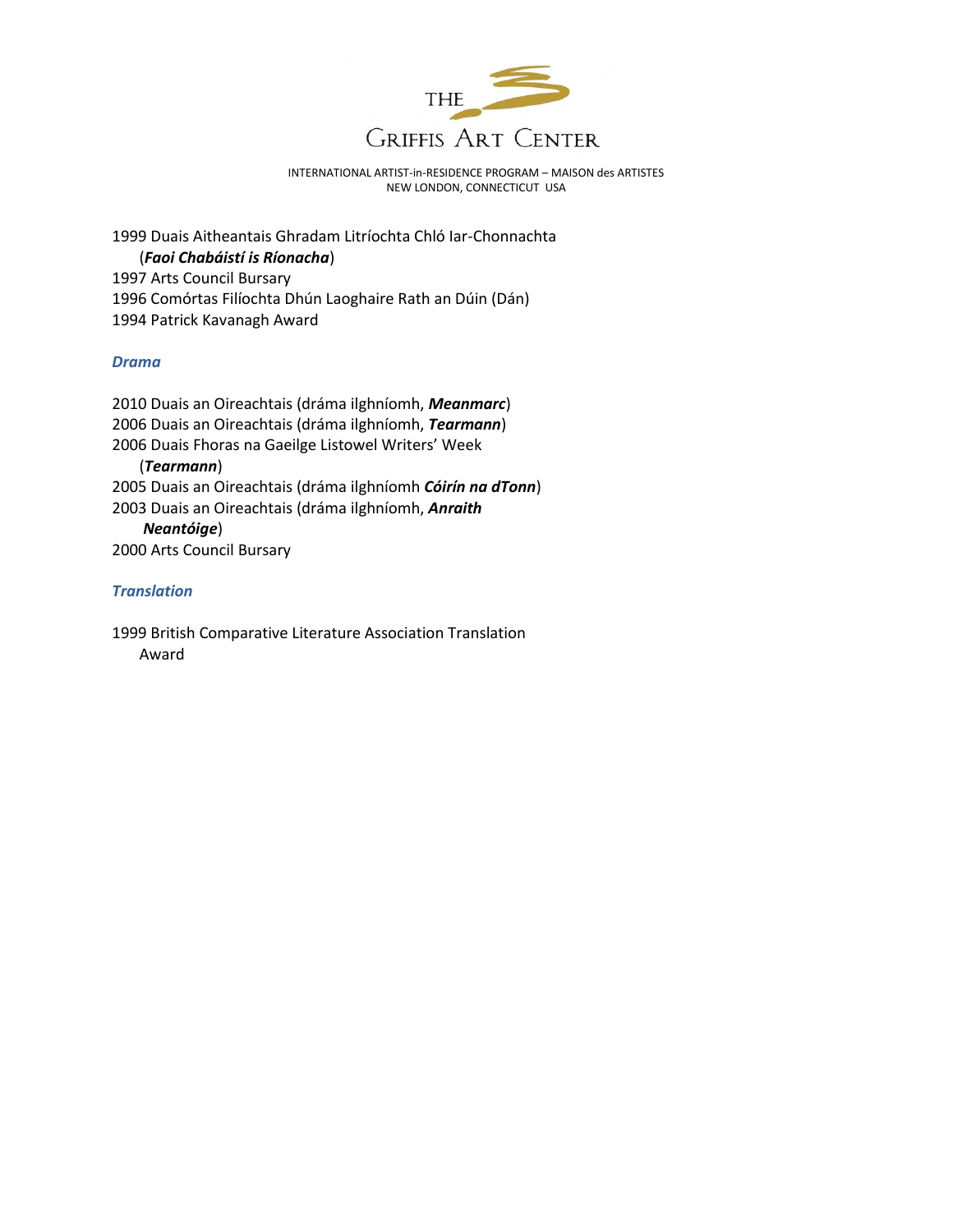1999 Duais Aitheantais Ghradam Litríochta Chló Iar-Chonnachta (***Faoi Chabáistí is Ríonacha***)
1997 Arts Council Bursary
1996 Comórtas Filíochta Dhún Laoghaire Rath an Dúin (Dán)
1994 Patrick Kavanagh Award

### *Drama*

2010 Duais an Oireachtais (dráma ilghníomh, ***Meanmarc***)
2006 Duais an Oireachtais (dráma ilghníomh, ***Tearmann***)
2006 Duais Fhoras na Gaeilge Listowel Writers' Week (***Tearmann***)
2005 Duais an Oireachtais (dráma ilghníomh ***Cóirín na dTonn***)
2003 Duais an Oireachtais (dráma ilghníomh, ***Anraith Neantóige***)
2000 Arts Council Bursary

### *Translation*

1999 British Comparative Literature Association Translation Award